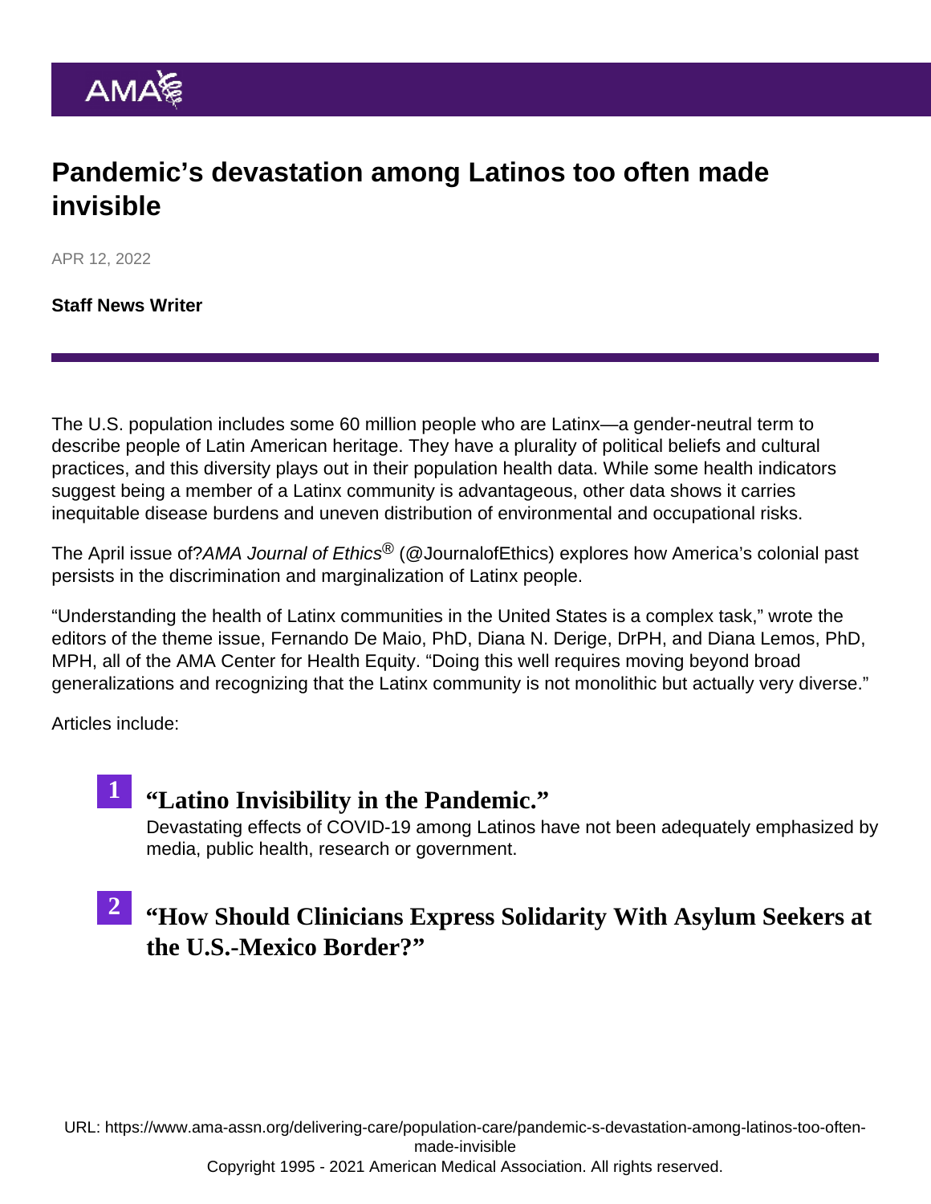# Pandemic's devastation among Latinos too often made invisible

APR 12, 2022

**Staff News Writer**

The U.S. population includes some 60 million people who are Latinx—a gender-neutral term to describe people of Latin American heritage. They have a plurality of political beliefs and cultural practices, and this diversity plays out in their population health data. While some health indicators suggest being a member of a Latinx community is advantageous, other data shows it carries inequitable disease burdens and uneven distribution of environmental and occupational risks.

The April issue of?*AMA Journal of Ethics*® (@JournalofEthics) explores how America's colonial past persists in the discrimination and marginalization of Latinx people.

"Understanding the health of Latinx communities in the United States is a complex task," wrote the editors of the theme issue, Fernando De Maio, PhD, Diana N. Derige, DrPH, and Diana Lemos, PhD, MPH, all of the AMA Center for Health Equity. "Doing this well requires moving beyond broad generalizations and recognizing that the Latinx community is not monolithic but actually very diverse."

Articles include:

1. **"Latino Invisibility in the Pandemic."**
   Devastating effects of COVID-19 among Latinos have not been adequately emphasized by media, public health, research or government.

2. **"How Should Clinicians Express Solidarity With Asylum Seekers at the U.S.-Mexico Border?"**

URL: https://www.ama-assn.org/delivering-care/population-care/pandemic-s-devastation-among-latinos-too-often-made-invisible
Copyright 1995 - 2021 American Medical Association. All rights reserved.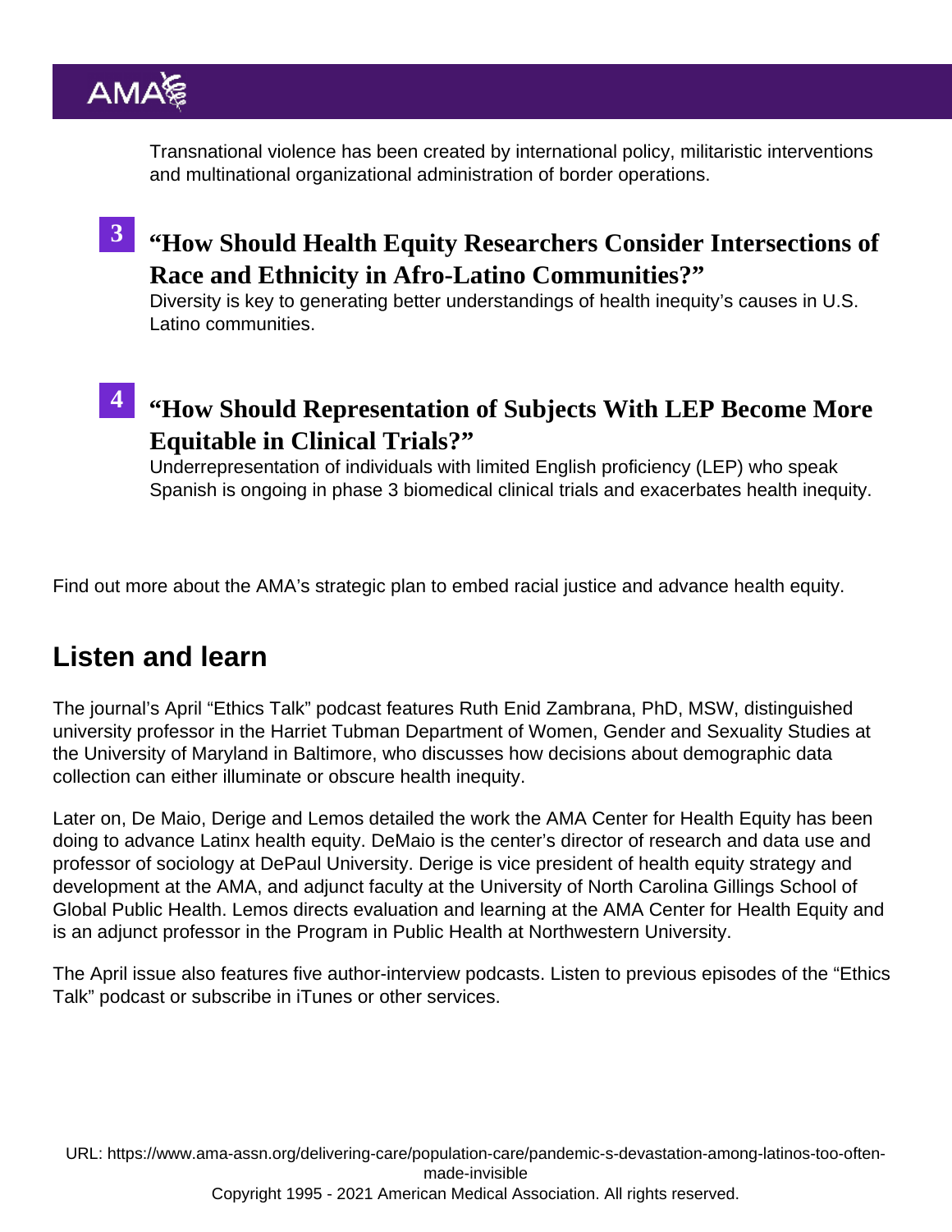Transnational violence has been created by international policy, militaristic interventions and multinational organizational administration of border operations.

3. **“How Should Health Equity Researchers Consider Intersections of Race and Ethnicity in Afro-Latino Communities?”**
   Diversity is key to generating better understandings of health inequity’s causes in U.S. Latino communities.

4. **“How Should Representation of Subjects With LEP Become More Equitable in Clinical Trials?”**
   Underrepresentation of individuals with limited English proficiency (LEP) who speak Spanish is ongoing in phase 3 biomedical clinical trials and exacerbates health inequity.

Find out more about the AMA’s strategic plan to embed racial justice and advance health equity.

## Listen and learn

The journal’s April “Ethics Talk” podcast features Ruth Enid Zambrana, PhD, MSW, distinguished university professor in the Harriet Tubman Department of Women, Gender and Sexuality Studies at the University of Maryland in Baltimore, who discusses how decisions about demographic data collection can either illuminate or obscure health inequity.

Later on, De Maio, Derige and Lemos detailed the work the AMA Center for Health Equity has been doing to advance Latinx health equity. DeMaio is the center’s director of research and data use and professor of sociology at DePaul University. Derige is vice president of health equity strategy and development at the AMA, and adjunct faculty at the University of North Carolina Gillings School of Global Public Health. Lemos directs evaluation and learning at the AMA Center for Health Equity and is an adjunct professor in the Program in Public Health at Northwestern University.

The April issue also features five author-interview podcasts. Listen to previous episodes of the “Ethics Talk” podcast or subscribe in iTunes or other services.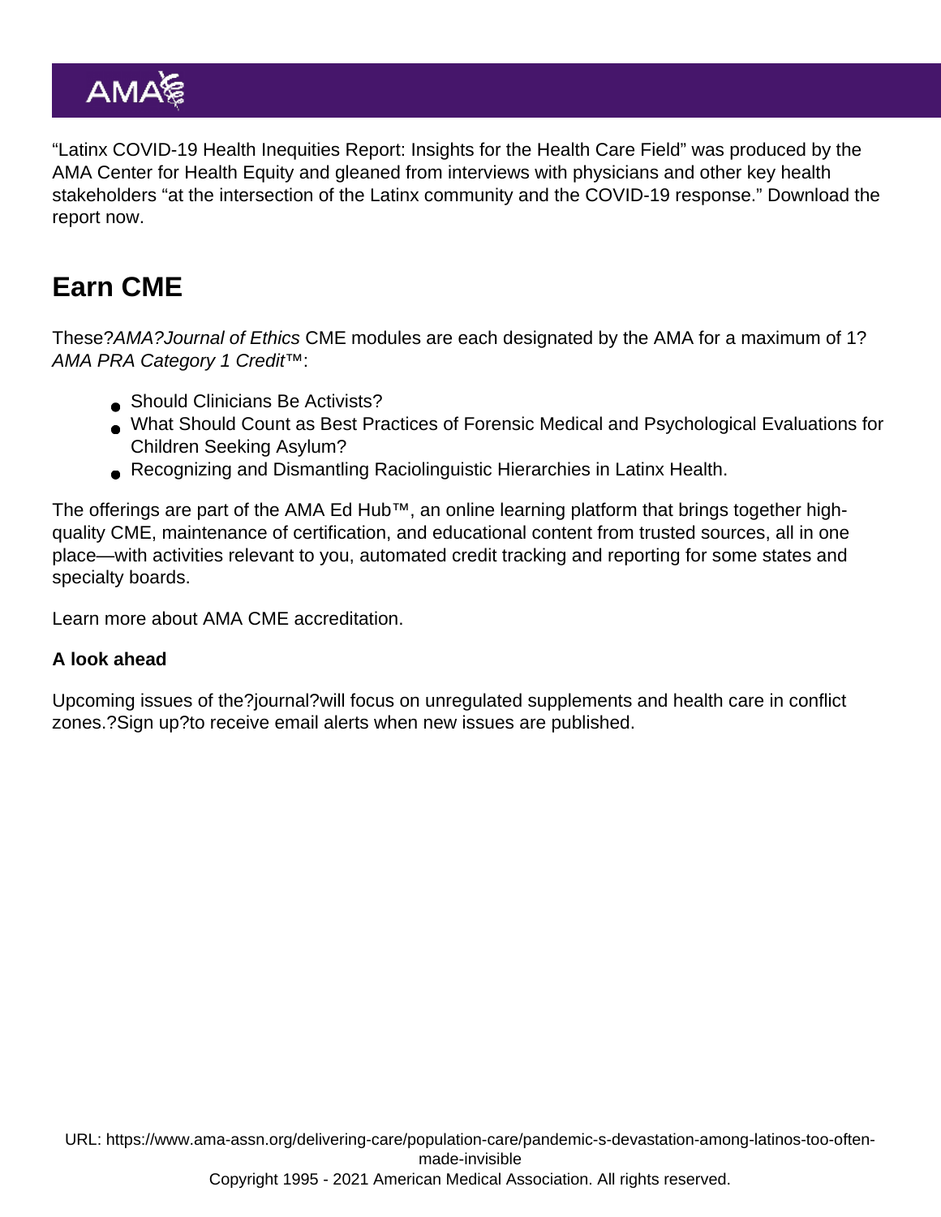"Latinx COVID-19 Health Inequities Report: Insights for the Health Care Field" was produced by the AMA Center for Health Equity and gleaned from interviews with physicians and other key health stakeholders "at the intersection of the Latinx community and the COVID-19 response." Download the report now.

## Earn CME

These?*AMA?Journal of Ethics* CME modules are each designated by the AMA for a maximum of 1? *AMA PRA Category 1 Credit*™:

- Should Clinicians Be Activists?
- What Should Count as Best Practices of Forensic Medical and Psychological Evaluations for Children Seeking Asylum?
- Recognizing and Dismantling Raciolinguistic Hierarchies in Latinx Health.

The offerings are part of the AMA Ed Hub™, an online learning platform that brings together high-quality CME, maintenance of certification, and educational content from trusted sources, all in one place—with activities relevant to you, automated credit tracking and reporting for some states and specialty boards.

Learn more about AMA CME accreditation.

**A look ahead**

Upcoming issues of the?journal?will focus on unregulated supplements and health care in conflict zones.?Sign up?to receive email alerts when new issues are published.